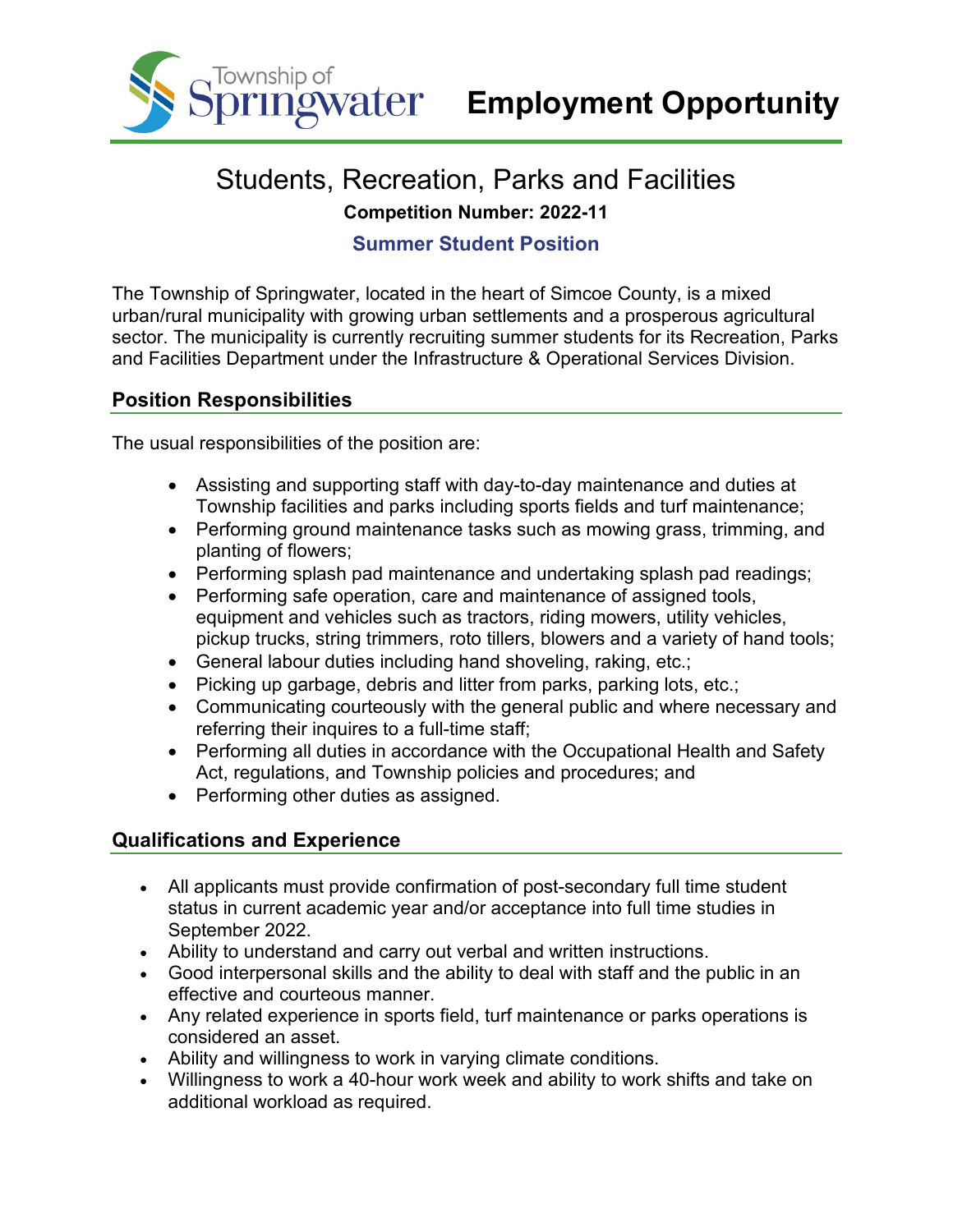Township of Springwater **Employment Opportunity**

# Students, Recreation, Parks and Facilities

**Competition Number: 2022-11**

**Summer Student Position**

The Township of Springwater, located in the heart of Simcoe County, is a mixed urban/rural municipality with growing urban settlements and a prosperous agricultural sector. The municipality is currently recruiting summer students for its Recreation, Parks and Facilities Department under the Infrastructure & Operational Services Division.

## Position Responsibilities

The usual responsibilities of the position are:

- Assisting and supporting staff with day-to-day maintenance and duties at Township facilities and parks including sports fields and turf maintenance;
- Performing ground maintenance tasks such as mowing grass, trimming, and planting of flowers;
- Performing splash pad maintenance and undertaking splash pad readings;
- Performing safe operation, care and maintenance of assigned tools, equipment and vehicles such as tractors, riding mowers, utility vehicles, pickup trucks, string trimmers, roto tillers, blowers and a variety of hand tools;
- General labour duties including hand shoveling, raking, etc.;
- Picking up garbage, debris and litter from parks, parking lots, etc.;
- Communicating courteously with the general public and where necessary and referring their inquires to a full-time staff;
- Performing all duties in accordance with the Occupational Health and Safety Act, regulations, and Township policies and procedures; and
- Performing other duties as assigned.

## Qualifications and Experience

- All applicants must provide confirmation of post-secondary full time student status in current academic year and/or acceptance into full time studies in September 2022.
- Ability to understand and carry out verbal and written instructions.
- Good interpersonal skills and the ability to deal with staff and the public in an effective and courteous manner.
- Any related experience in sports field, turf maintenance or parks operations is considered an asset.
- Ability and willingness to work in varying climate conditions.
- Willingness to work a 40-hour work week and ability to work shifts and take on additional workload as required.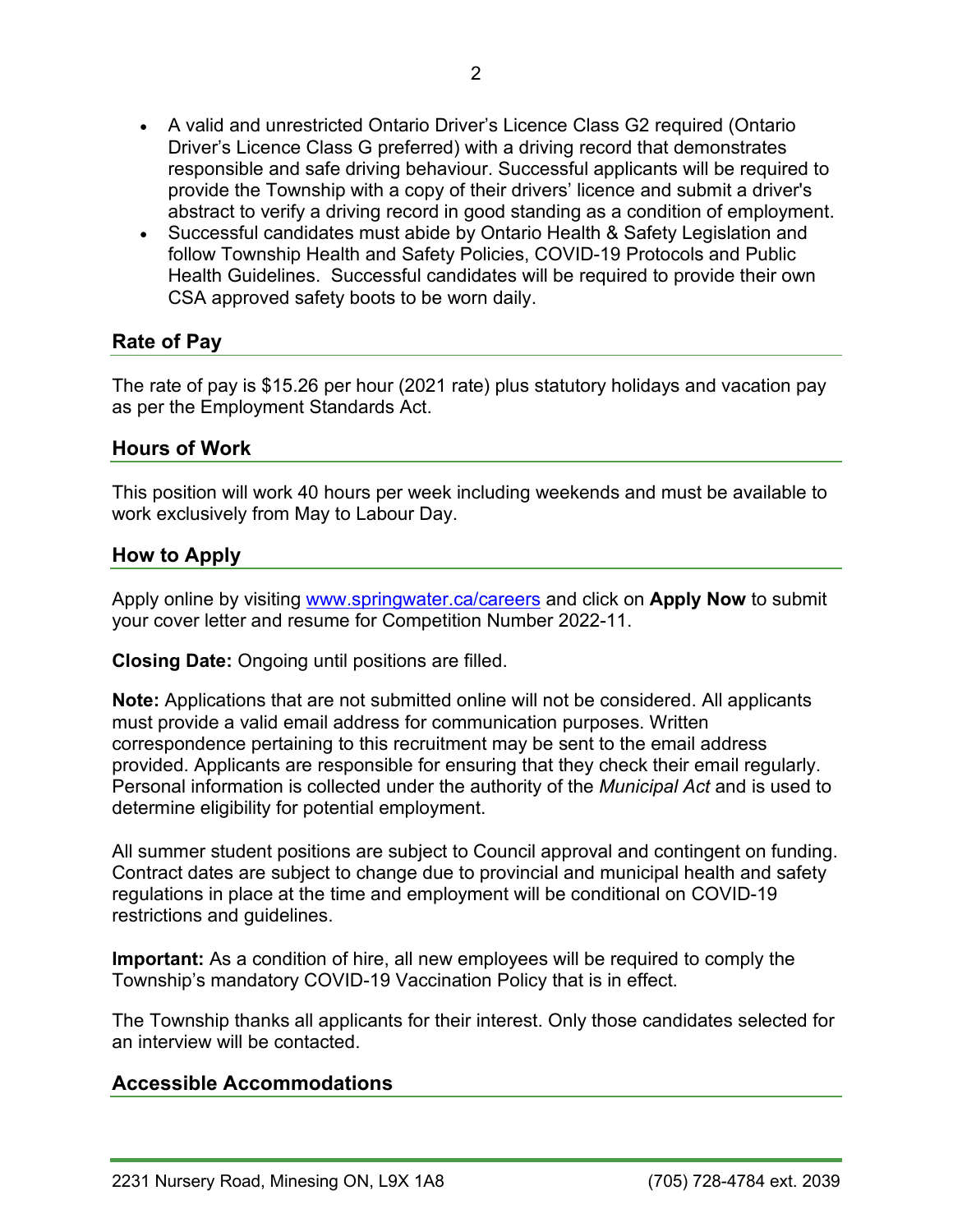- A valid and unrestricted Ontario Driver's Licence Class G2 required (Ontario Driver's Licence Class G preferred) with a driving record that demonstrates responsible and safe driving behaviour. Successful applicants will be required to provide the Township with a copy of their drivers' licence and submit a driver's abstract to verify a driving record in good standing as a condition of employment.
- Successful candidates must abide by Ontario Health & Safety Legislation and follow Township Health and Safety Policies, COVID-19 Protocols and Public Health Guidelines. Successful candidates will be required to provide their own CSA approved safety boots to be worn daily.

## Rate of Pay

The rate of pay is $15.26 per hour (2021 rate) plus statutory holidays and vacation pay as per the Employment Standards Act.

## Hours of Work

This position will work 40 hours per week including weekends and must be available to work exclusively from May to Labour Day.

## How to Apply

Apply online by visiting [www.springwater.ca/careers](www.springwater.ca/careers) and click on **Apply Now** to submit your cover letter and resume for Competition Number 2022-11.

**Closing Date:** Ongoing until positions are filled.

**Note:** Applications that are not submitted online will not be considered. All applicants must provide a valid email address for communication purposes. Written correspondence pertaining to this recruitment may be sent to the email address provided. Applicants are responsible for ensuring that they check their email regularly. Personal information is collected under the authority of the *Municipal Act* and is used to determine eligibility for potential employment.

All summer student positions are subject to Council approval and contingent on funding. Contract dates are subject to change due to provincial and municipal health and safety regulations in place at the time and employment will be conditional on COVID-19 restrictions and guidelines.

**Important:** As a condition of hire, all new employees will be required to comply the Township's mandatory COVID-19 Vaccination Policy that is in effect.

The Township thanks all applicants for their interest. Only those candidates selected for an interview will be contacted.

## Accessible Accommodations

2231 Nursery Road, Minesing ON, L9X 1A8 (705) 728-4784 ext. 2039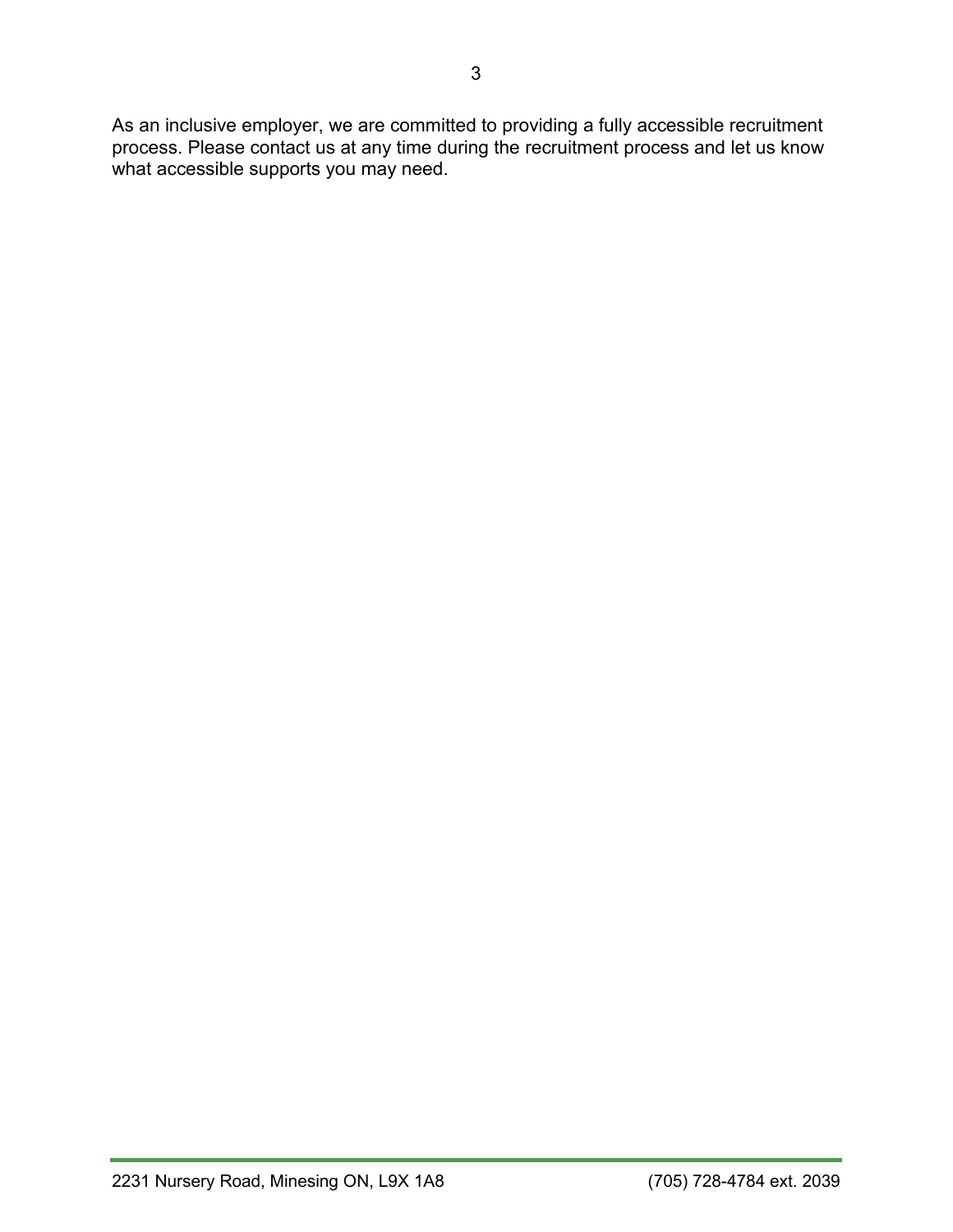As an inclusive employer, we are committed to providing a fully accessible recruitment process. Please contact us at any time during the recruitment process and let us know what accessible supports you may need.